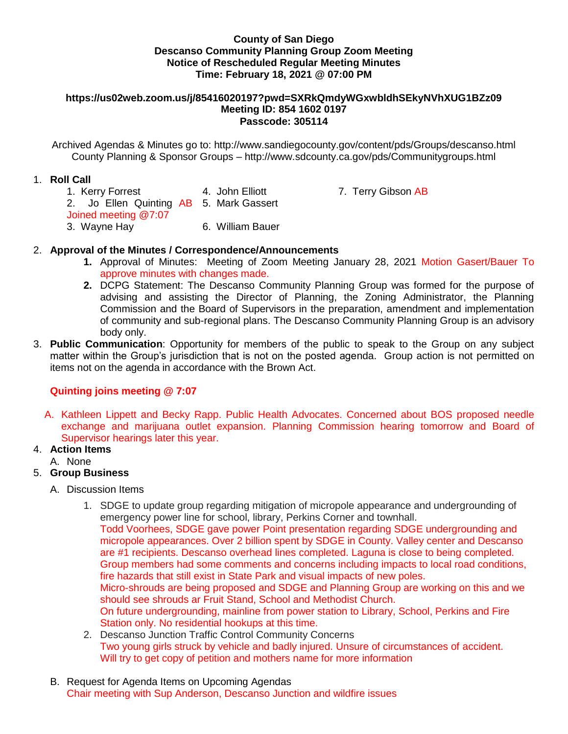**County of San Diego**
**Descanso Community Planning Group Zoom Meeting**
**Notice of Rescheduled Regular Meeting Minutes**
**Time: February 18, 2021 @ 07:00 PM**

**https://us02web.zoom.us/j/85416020197?pwd=SXRkQmdyWGxwbldhSEkyNVhXUG1BZz09**
**Meeting ID: 854 1602 0197**
**Passcode: 305114**

Archived Agendas & Minutes go to: http://www.sandiegocounty.gov/content/pds/Groups/descanso.html
County Planning & Sponsor Groups – http://www.sdcounty.ca.gov/pds/Communitygroups.html

1. **Roll Call**
   1. Kerry Forrest
   2. Jo Ellen Quinting AB Joined meeting @7:07
   3. Wayne Hay
   4. John Elliott
   5. Mark Gassert
   6. William Bauer
   7. Terry Gibson AB

2. **Approval of the Minutes / Correspondence/Announcements**
   1. Approval of Minutes: Meeting of Zoom Meeting January 28, 2021 Motion Gasert/Bauer To approve minutes with changes made.
   2. DCPG Statement: The Descanso Community Planning Group was formed for the purpose of advising and assisting the Director of Planning, the Zoning Administrator, the Planning Commission and the Board of Supervisors in the preparation, amendment and implementation of community and sub-regional plans. The Descanso Community Planning Group is an advisory body only.

3. **Public Communication**: Opportunity for members of the public to speak to the Group on any subject matter within the Group's jurisdiction that is not on the posted agenda. Group action is not permitted on items not on the agenda in accordance with the Brown Act.

   **Quinting joins meeting @ 7:07**

   A. Kathleen Lippett and Becky Rapp. Public Health Advocates. Concerned about BOS proposed needle exchange and marijuana outlet expansion. Planning Commission hearing tomorrow and Board of Supervisor hearings later this year.

4. **Action Items**
   A. None

5. **Group Business**
   A. Discussion Items
      1. SDGE to update group regarding mitigation of micropole appearance and undergrounding of emergency power line for school, library, Perkins Corner and townhall.
         Todd Voorhees, SDGE gave power Point presentation regarding SDGE undergrounding and micropole appearances. Over 2 billion spent by SDGE in County. Valley center and Descanso are #1 recipients. Descanso overhead lines completed. Laguna is close to being completed. Group members had some comments and concerns including impacts to local road conditions, fire hazards that still exist in State Park and visual impacts of new poles.
         Micro-shrouds are being proposed and SDGE and Planning Group are working on this and we should see shrouds ar Fruit Stand, School and Methodist Church.
         On future undergrounding, mainline from power station to Library, School, Perkins and Fire Station only. No residential hookups at this time.
      2. Descanso Junction Traffic Control Community Concerns
         Two young girls struck by vehicle and badly injured. Unsure of circumstances of accident. Will try to get copy of petition and mothers name for more information

   B. Request for Agenda Items on Upcoming Agendas
      Chair meeting with Sup Anderson, Descanso Junction and wildfire issues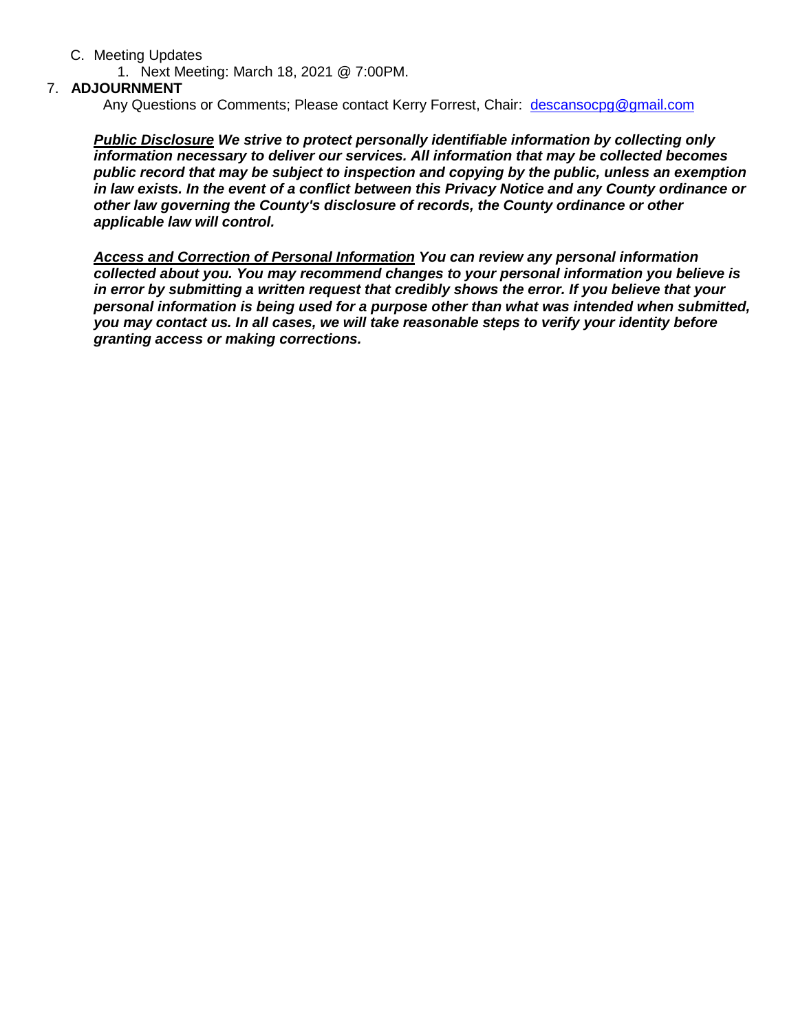C. Meeting Updates
   1. Next Meeting: March 18, 2021 @ 7:00PM.

7. **ADJOURNMENT**

   Any Questions or Comments; Please contact Kerry Forrest, Chair: descansocpg@gmail.com

***Public Disclosure*** ***We strive to protect personally identifiable information by collecting only information necessary to deliver our services. All information that may be collected becomes public record that may be subject to inspection and copying by the public, unless an exemption in law exists. In the event of a conflict between this Privacy Notice and any County ordinance or other law governing the County's disclosure of records, the County ordinance or other applicable law will control.***

***Access and Correction of Personal Information*** ***You can review any personal information collected about you. You may recommend changes to your personal information you believe is in error by submitting a written request that credibly shows the error. If you believe that your personal information is being used for a purpose other than what was intended when submitted, you may contact us. In all cases, we will take reasonable steps to verify your identity before granting access or making corrections.***